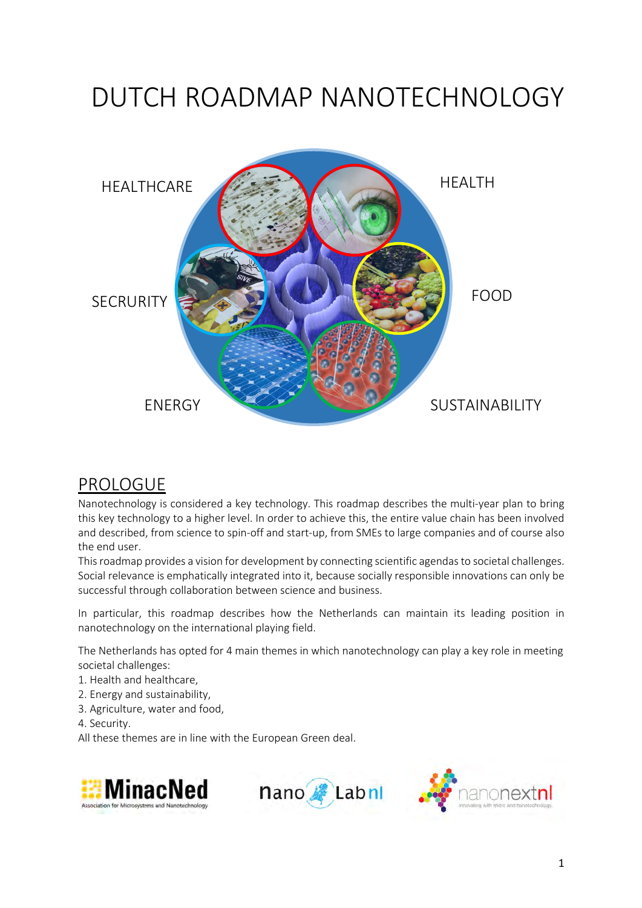# DUTCH ROADMAP NANOTECHNOLOGY

HEALTHCARE

HEALTH

SECRURITY

FOOD

ENERGY

SUSTAINABILITY

## PROLOGUE

Nanotechnology is considered a key technology. This roadmap describes the multi-year plan to bring this key technology to a higher level. In order to achieve this, the entire value chain has been involved and described, from science to spin-off and start-up, from SMEs to large companies and of course also the end user.

This roadmap provides a vision for development by connecting scientific agendas to societal challenges. Social relevance is emphatically integrated into it, because socially responsible innovations can only be successful through collaboration between science and business.

In particular, this roadmap describes how the Netherlands can maintain its leading position in nanotechnology on the international playing field.

The Netherlands has opted for 4 main themes in which nanotechnology can play a key role in meeting societal challenges:

1. Health and healthcare,
2. Energy and sustainability,
3. Agriculture, water and food,
4. Security.

All these themes are in line with the European Green deal.

MinacNed – Association for Microsystems and Nanotechnology

nano Lab nl

nanonextnl – innovating with micro and nanotechnology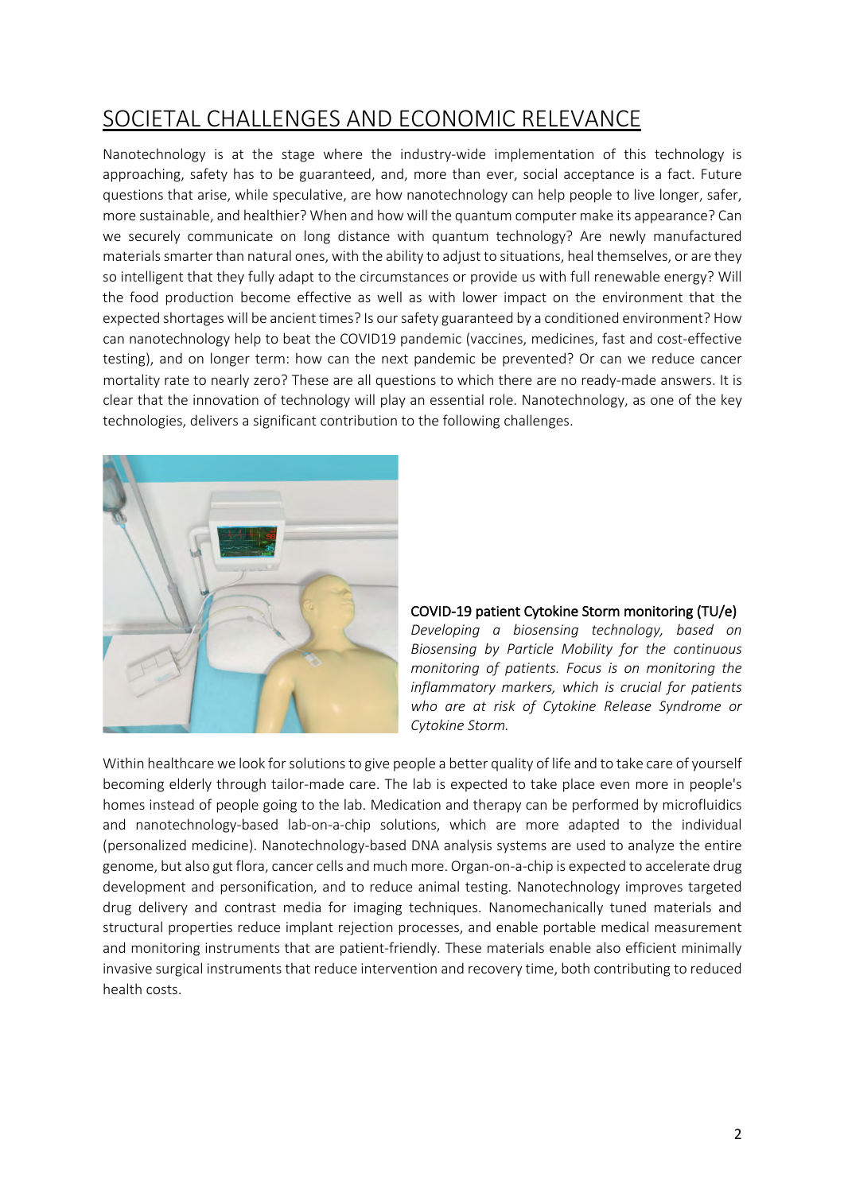## SOCIETAL CHALLENGES AND ECONOMIC RELEVANCE

Nanotechnology is at the stage where the industry-wide implementation of this technology is approaching, safety has to be guaranteed, and, more than ever, social acceptance is a fact. Future questions that arise, while speculative, are how nanotechnology can help people to live longer, safer, more sustainable, and healthier? When and how will the quantum computer make its appearance? Can we securely communicate on long distance with quantum technology? Are newly manufactured materials smarter than natural ones, with the ability to adjust to situations, heal themselves, or are they so intelligent that they fully adapt to the circumstances or provide us with full renewable energy? Will the food production become effective as well as with lower impact on the environment that the expected shortages will be ancient times? Is our safety guaranteed by a conditioned environment? How can nanotechnology help to beat the COVID19 pandemic (vaccines, medicines, fast and cost-effective testing), and on longer term: how can the next pandemic be prevented? Or can we reduce cancer mortality rate to nearly zero? These are all questions to which there are no ready-made answers. It is clear that the innovation of technology will play an essential role. Nanotechnology, as one of the key technologies, delivers a significant contribution to the following challenges.

COVID-19 patient Cytokine Storm monitoring (TU/e)

*Developing a biosensing technology, based on Biosensing by Particle Mobility for the continuous monitoring of patients. Focus is on monitoring the inflammatory markers, which is crucial for patients who are at risk of Cytokine Release Syndrome or Cytokine Storm.*

Within healthcare we look for solutions to give people a better quality of life and to take care of yourself becoming elderly through tailor-made care. The lab is expected to take place even more in people's homes instead of people going to the lab. Medication and therapy can be performed by microfluidics and nanotechnology-based lab-on-a-chip solutions, which are more adapted to the individual (personalized medicine). Nanotechnology-based DNA analysis systems are used to analyze the entire genome, but also gut flora, cancer cells and much more. Organ-on-a-chip is expected to accelerate drug development and personification, and to reduce animal testing. Nanotechnology improves targeted drug delivery and contrast media for imaging techniques. Nanomechanically tuned materials and structural properties reduce implant rejection processes, and enable portable medical measurement and monitoring instruments that are patient-friendly. These materials enable also efficient minimally invasive surgical instruments that reduce intervention and recovery time, both contributing to reduced health costs.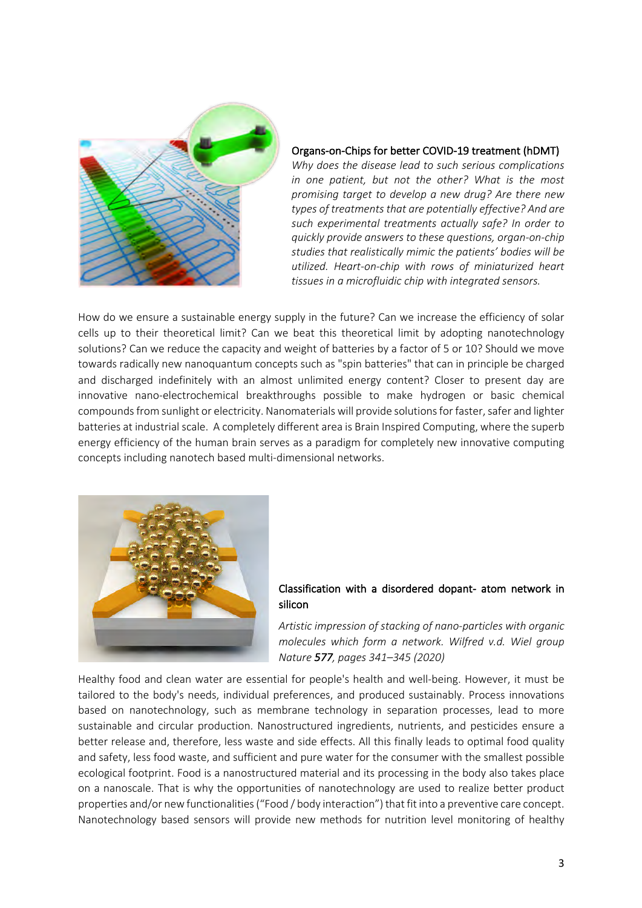Organs-on-Chips for better COVID-19 treatment (hDMT)

*Why does the disease lead to such serious complications in one patient, but not the other? What is the most promising target to develop a new drug? Are there new types of treatments that are potentially effective? And are such experimental treatments actually safe? In order to quickly provide answers to these questions, organ-on-chip studies that realistically mimic the patients' bodies will be utilized. Heart-on-chip with rows of miniaturized heart tissues in a microfluidic chip with integrated sensors.*

How do we ensure a sustainable energy supply in the future? Can we increase the efficiency of solar cells up to their theoretical limit? Can we beat this theoretical limit by adopting nanotechnology solutions? Can we reduce the capacity and weight of batteries by a factor of 5 or 10? Should we move towards radically new nanoquantum concepts such as "spin batteries" that can in principle be charged and discharged indefinitely with an almost unlimited energy content? Closer to present day are innovative nano-electrochemical breakthroughs possible to make hydrogen or basic chemical compounds from sunlight or electricity. Nanomaterials will provide solutions for faster, safer and lighter batteries at industrial scale. A completely different area is Brain Inspired Computing, where the superb energy efficiency of the human brain serves as a paradigm for completely new innovative computing concepts including nanotech based multi-dimensional networks.

Classification with a disordered dopant- atom network in silicon

*Artistic impression of stacking of nano-particles with organic molecules which form a network. Wilfred v.d. Wiel group Nature **577**, pages 341–345 (2020)*

Healthy food and clean water are essential for people's health and well-being. However, it must be tailored to the body's needs, individual preferences, and produced sustainably. Process innovations based on nanotechnology, such as membrane technology in separation processes, lead to more sustainable and circular production. Nanostructured ingredients, nutrients, and pesticides ensure a better release and, therefore, less waste and side effects. All this finally leads to optimal food quality and safety, less food waste, and sufficient and pure water for the consumer with the smallest possible ecological footprint. Food is a nanostructured material and its processing in the body also takes place on a nanoscale. That is why the opportunities of nanotechnology are used to realize better product properties and/or new functionalities ("Food / body interaction") that fit into a preventive care concept. Nanotechnology based sensors will provide new methods for nutrition level monitoring of healthy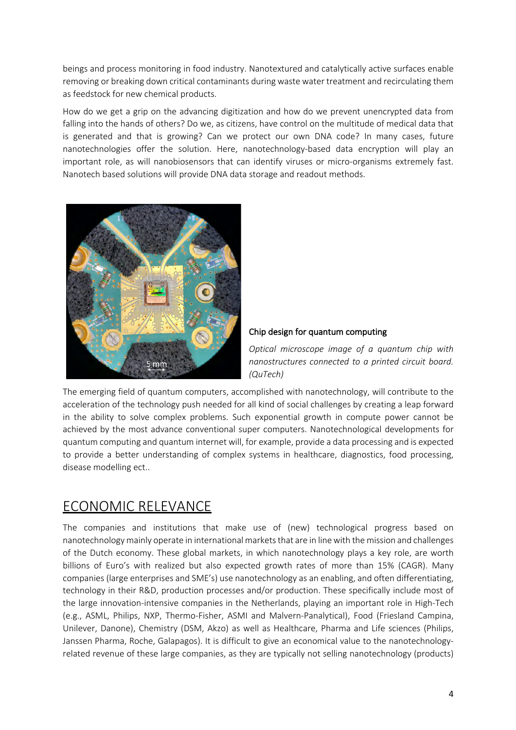beings and process monitoring in food industry. Nanotextured and catalytically active surfaces enable removing or breaking down critical contaminants during waste water treatment and recirculating them as feedstock for new chemical products.

How do we get a grip on the advancing digitization and how do we prevent unencrypted data from falling into the hands of others? Do we, as citizens, have control on the multitude of medical data that is generated and that is growing? Can we protect our own DNA code? In many cases, future nanotechnologies offer the solution. Here, nanotechnology-based data encryption will play an important role, as will nanobiosensors that can identify viruses or micro-organisms extremely fast. Nanotech based solutions will provide DNA data storage and readout methods.

Chip design for quantum computing

*Optical microscope image of a quantum chip with nanostructures connected to a printed circuit board. (QuTech)*

The emerging field of quantum computers, accomplished with nanotechnology, will contribute to the acceleration of the technology push needed for all kind of social challenges by creating a leap forward in the ability to solve complex problems. Such exponential growth in compute power cannot be achieved by the most advance conventional super computers. Nanotechnological developments for quantum computing and quantum internet will, for example, provide a data processing and is expected to provide a better understanding of complex systems in healthcare, diagnostics, food processing, disease modelling ect..

## ECONOMIC RELEVANCE

The companies and institutions that make use of (new) technological progress based on nanotechnology mainly operate in international markets that are in line with the mission and challenges of the Dutch economy. These global markets, in which nanotechnology plays a key role, are worth billions of Euro's with realized but also expected growth rates of more than 15% (CAGR). Many companies (large enterprises and SME's) use nanotechnology as an enabling, and often differentiating, technology in their R&D, production processes and/or production. These specifically include most of the large innovation-intensive companies in the Netherlands, playing an important role in High-Tech (e.g., ASML, Philips, NXP, Thermo-Fisher, ASMI and Malvern-Panalytical), Food (Friesland Campina, Unilever, Danone), Chemistry (DSM, Akzo) as well as Healthcare, Pharma and Life sciences (Philips, Janssen Pharma, Roche, Galapagos). It is difficult to give an economical value to the nanotechnology-related revenue of these large companies, as they are typically not selling nanotechnology (products)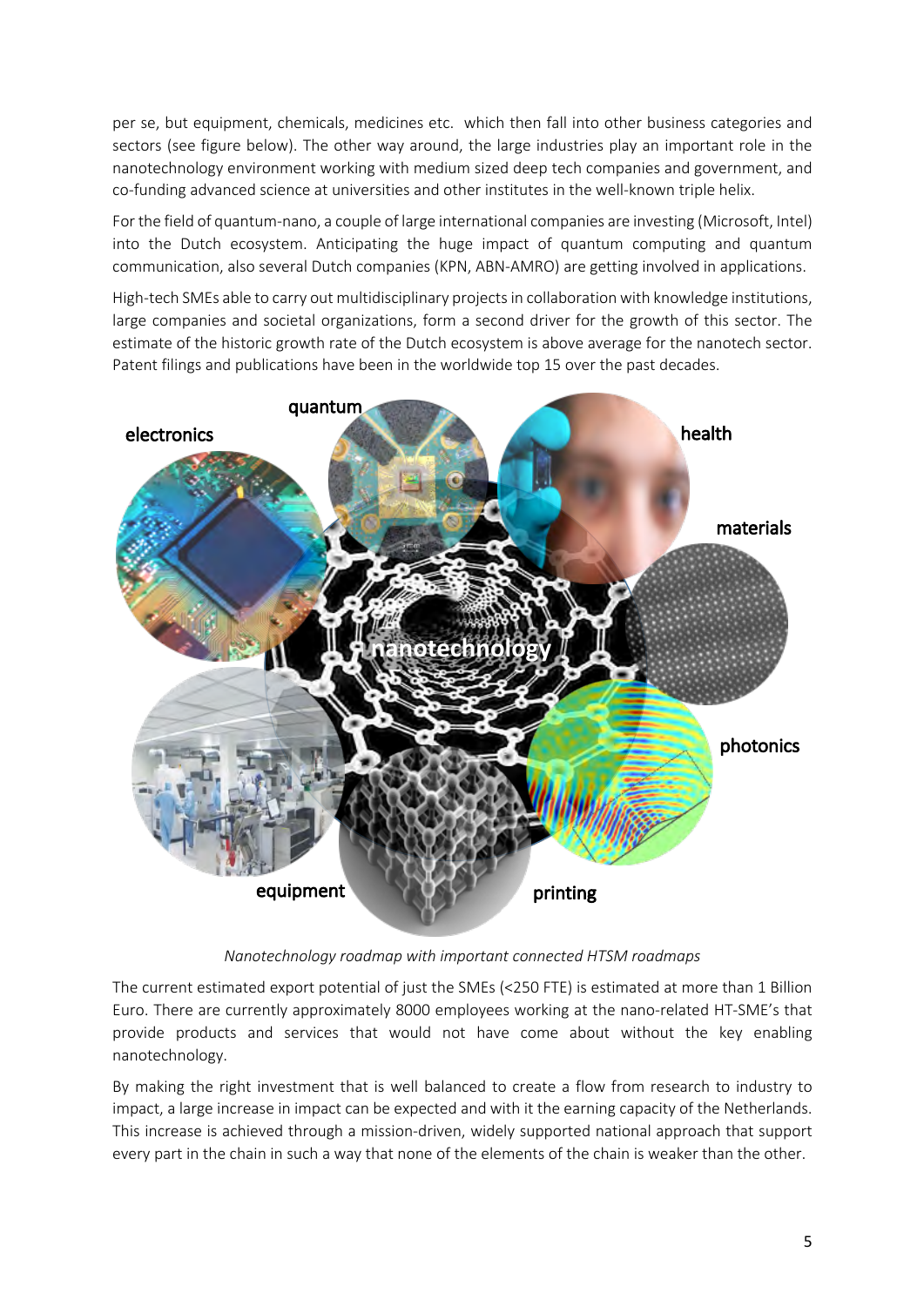per se, but equipment, chemicals, medicines etc. which then fall into other business categories and sectors (see figure below). The other way around, the large industries play an important role in the nanotechnology environment working with medium sized deep tech companies and government, and co-funding advanced science at universities and other institutes in the well-known triple helix.

For the field of quantum-nano, a couple of large international companies are investing (Microsoft, Intel) into the Dutch ecosystem. Anticipating the huge impact of quantum computing and quantum communication, also several Dutch companies (KPN, ABN-AMRO) are getting involved in applications.

High-tech SMEs able to carry out multidisciplinary projects in collaboration with knowledge institutions, large companies and societal organizations, form a second driver for the growth of this sector. The estimate of the historic growth rate of the Dutch ecosystem is above average for the nanotech sector. Patent filings and publications have been in the worldwide top 15 over the past decades.

*Nanotechnology roadmap with important connected HTSM roadmaps*

The current estimated export potential of just the SMEs (<250 FTE) is estimated at more than 1 Billion Euro. There are currently approximately 8000 employees working at the nano-related HT-SME's that provide products and services that would not have come about without the key enabling nanotechnology.

By making the right investment that is well balanced to create a flow from research to industry to impact, a large increase in impact can be expected and with it the earning capacity of the Netherlands. This increase is achieved through a mission-driven, widely supported national approach that support every part in the chain in such a way that none of the elements of the chain is weaker than the other.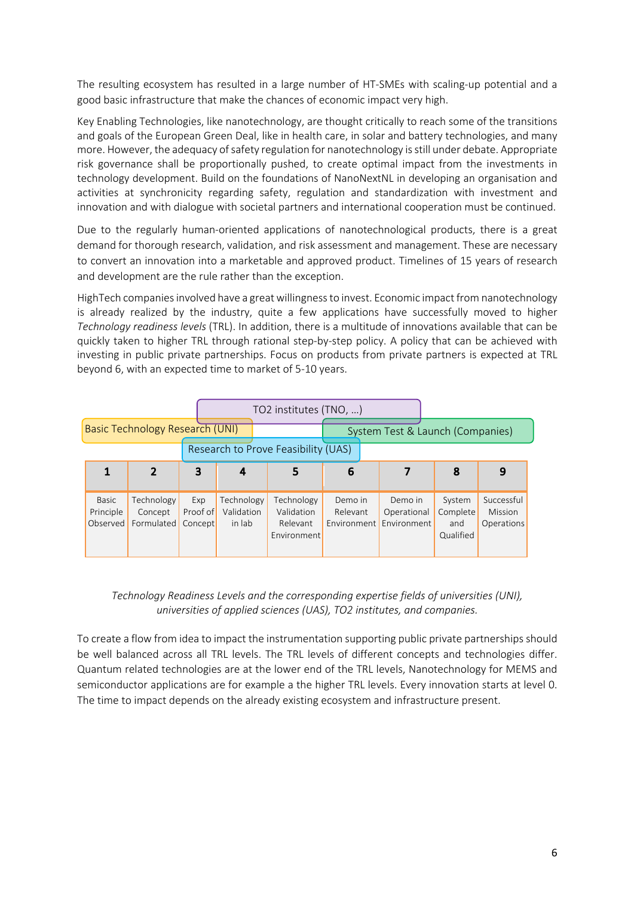The resulting ecosystem has resulted in a large number of HT-SMEs with scaling-up potential and a good basic infrastructure that make the chances of economic impact very high.

Key Enabling Technologies, like nanotechnology, are thought critically to reach some of the transitions and goals of the European Green Deal, like in health care, in solar and battery technologies, and many more. However, the adequacy of safety regulation for nanotechnology is still under debate. Appropriate risk governance shall be proportionally pushed, to create optimal impact from the investments in technology development. Build on the foundations of NanoNextNL in developing an organisation and activities at synchronicity regarding safety, regulation and standardization with investment and innovation and with dialogue with societal partners and international cooperation must be continued.

Due to the regularly human-oriented applications of nanotechnological products, there is a great demand for thorough research, validation, and risk assessment and management. These are necessary to convert an innovation into a marketable and approved product. Timelines of 15 years of research and development are the rule rather than the exception.

HighTech companies involved have a great willingness to invest. Economic impact from nanotechnology is already realized by the industry, quite a few applications have successfully moved to higher *Technology readiness levels* (TRL). In addition, there is a multitude of innovations available that can be quickly taken to higher TRL through rational step-by-step policy. A policy that can be achieved with investing in public private partnerships. Focus on products from private partners is expected at TRL beyond 6, with an expected time to market of 5-10 years.

TO2 institutes (TNO, …)

Basic Technology Research (UNI)

System Test & Launch (Companies)

Research to Prove Feasibility (UAS)

| 1 | 2 | 3 | 4 | 5 | 6 | 7 | 8 | 9 |
|---|---|---|---|---|---|---|---|---|
| Basic Principle Observed | Technology Concept Formulated | Exp Proof of Concept | Technology Validation in lab | Technology Validation Relevant Environment | Demo in Relevant Environment | Demo in Operational Environment | System Complete and Qualified | Successful Mission Operations |

*Technology Readiness Levels and the corresponding expertise fields of universities (UNI), universities of applied sciences (UAS), TO2 institutes, and companies.*

To create a flow from idea to impact the instrumentation supporting public private partnerships should be well balanced across all TRL levels. The TRL levels of different concepts and technologies differ. Quantum related technologies are at the lower end of the TRL levels, Nanotechnology for MEMS and semiconductor applications are for example a the higher TRL levels. Every innovation starts at level 0. The time to impact depends on the already existing ecosystem and infrastructure present.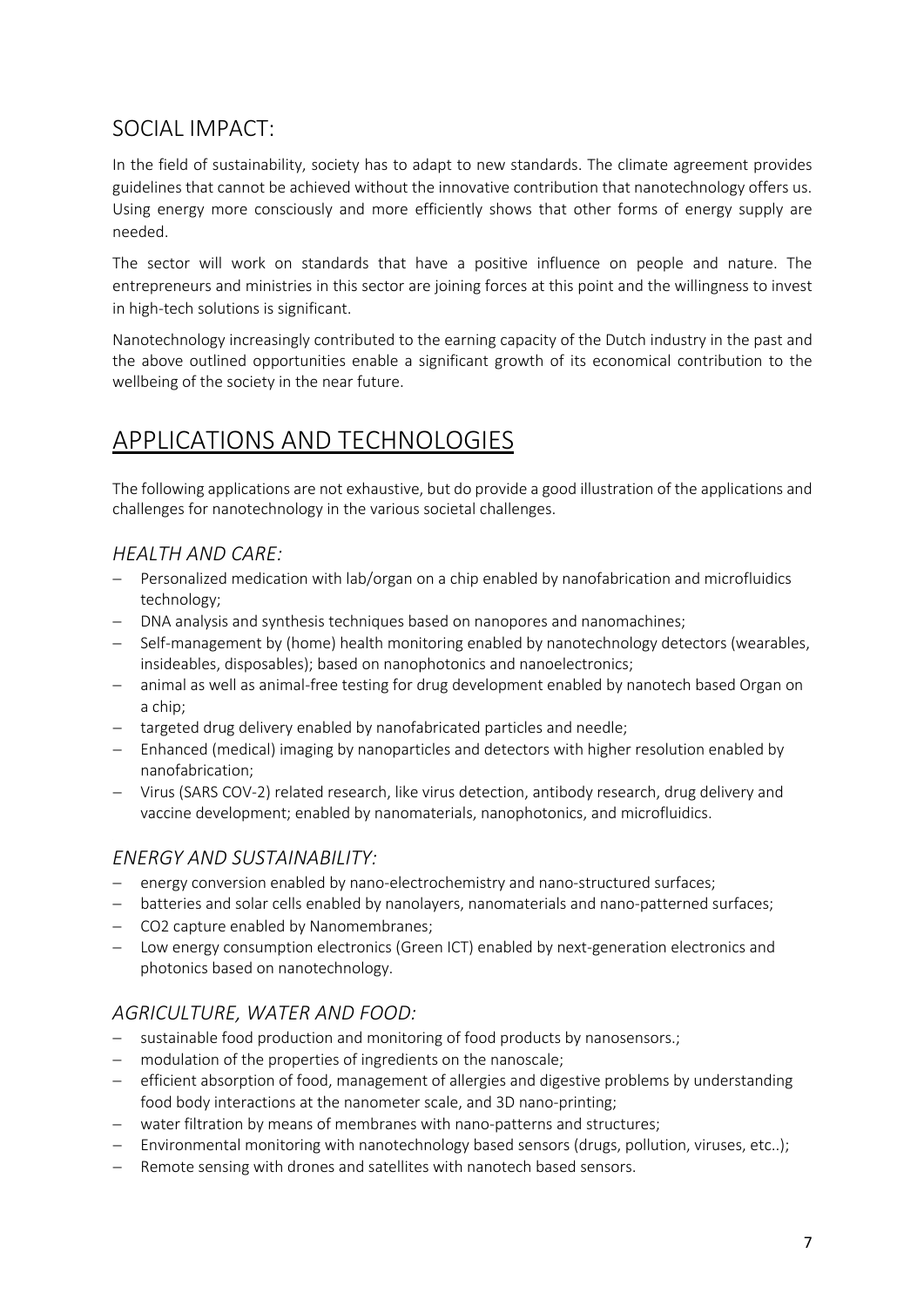## SOCIAL IMPACT:

In the field of sustainability, society has to adapt to new standards. The climate agreement provides guidelines that cannot be achieved without the innovative contribution that nanotechnology offers us. Using energy more consciously and more efficiently shows that other forms of energy supply are needed.

The sector will work on standards that have a positive influence on people and nature. The entrepreneurs and ministries in this sector are joining forces at this point and the willingness to invest in high-tech solutions is significant.

Nanotechnology increasingly contributed to the earning capacity of the Dutch industry in the past and the above outlined opportunities enable a significant growth of its economical contribution to the wellbeing of the society in the near future.

# APPLICATIONS AND TECHNOLOGIES

The following applications are not exhaustive, but do provide a good illustration of the applications and challenges for nanotechnology in the various societal challenges.

### *HEALTH AND CARE:*

- Personalized medication with lab/organ on a chip enabled by nanofabrication and microfluidics technology;
- DNA analysis and synthesis techniques based on nanopores and nanomachines;
- Self-management by (home) health monitoring enabled by nanotechnology detectors (wearables, insideables, disposables); based on nanophotonics and nanoelectronics;
- animal as well as animal-free testing for drug development enabled by nanotech based Organ on a chip;
- targeted drug delivery enabled by nanofabricated particles and needle;
- Enhanced (medical) imaging by nanoparticles and detectors with higher resolution enabled by nanofabrication;
- Virus (SARS COV-2) related research, like virus detection, antibody research, drug delivery and vaccine development; enabled by nanomaterials, nanophotonics, and microfluidics.

### *ENERGY AND SUSTAINABILITY:*

- energy conversion enabled by nano-electrochemistry and nano-structured surfaces;
- batteries and solar cells enabled by nanolayers, nanomaterials and nano-patterned surfaces;
- CO2 capture enabled by Nanomembranes;
- Low energy consumption electronics (Green ICT) enabled by next-generation electronics and photonics based on nanotechnology.

### *AGRICULTURE, WATER AND FOOD:*

- sustainable food production and monitoring of food products by nanosensors.;
- modulation of the properties of ingredients on the nanoscale;
- efficient absorption of food, management of allergies and digestive problems by understanding food body interactions at the nanometer scale, and 3D nano-printing;
- water filtration by means of membranes with nano-patterns and structures;
- Environmental monitoring with nanotechnology based sensors (drugs, pollution, viruses, etc..);
- Remote sensing with drones and satellites with nanotech based sensors.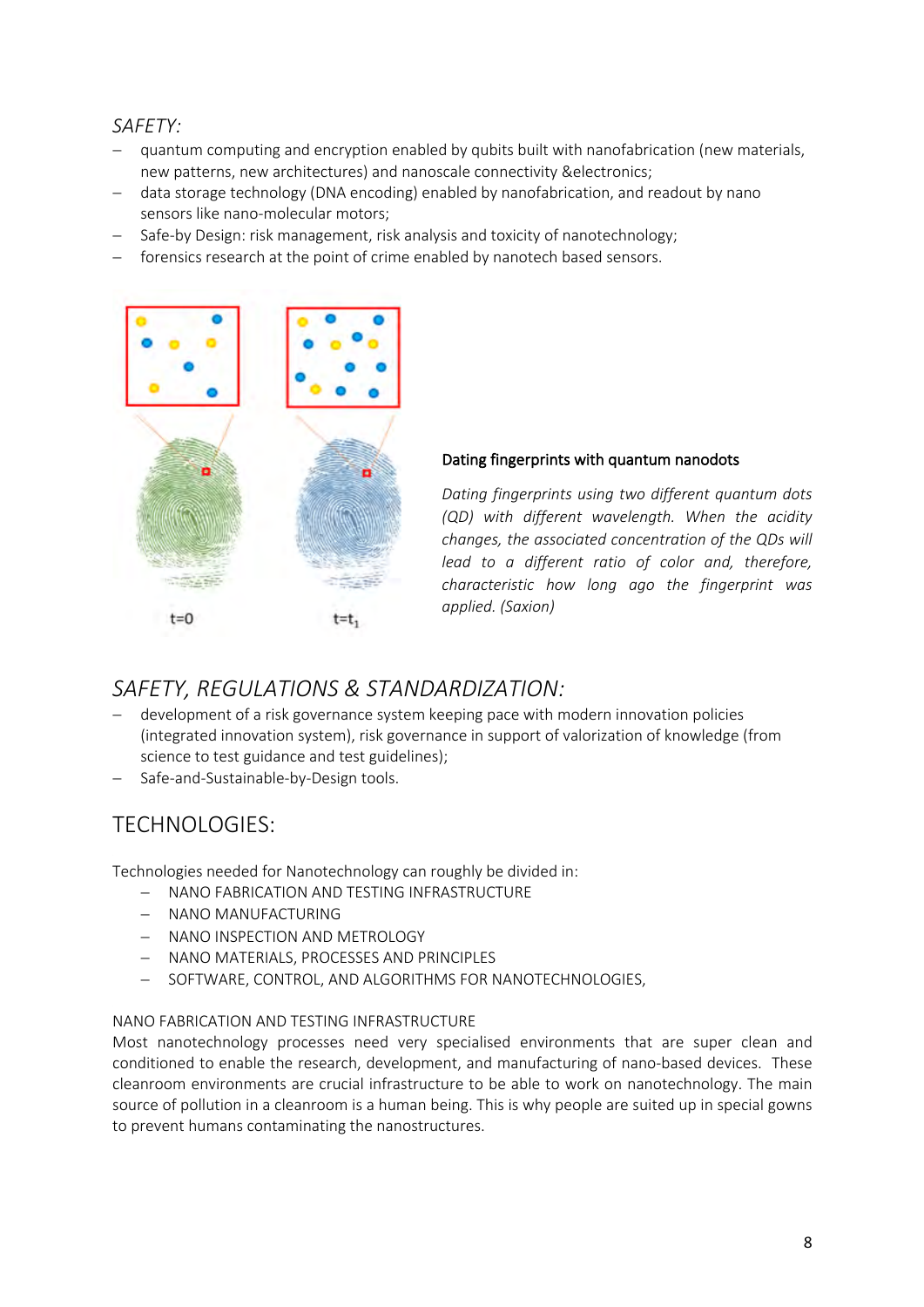*SAFETY:*

- quantum computing and encryption enabled by qubits built with nanofabrication (new materials, new patterns, new architectures) and nanoscale connectivity &electronics;
- data storage technology (DNA encoding) enabled by nanofabrication, and readout by nano sensors like nano-molecular motors;
- Safe-by Design: risk management, risk analysis and toxicity of nanotechnology;
- forensics research at the point of crime enabled by nanotech based sensors.

t=0 $t=t_1$

**Dating fingerprints with quantum nanodots**

*Dating fingerprints using two different quantum dots (QD) with different wavelength. When the acidity changes, the associated concentration of the QDs will lead to a different ratio of color and, therefore, characteristic how long ago the fingerprint was applied. (Saxion)*

## *SAFETY, REGULATIONS & STANDARDIZATION:*

- development of a risk governance system keeping pace with modern innovation policies (integrated innovation system), risk governance in support of valorization of knowledge (from science to test guidance and test guidelines);
- Safe-and-Sustainable-by-Design tools.

## TECHNOLOGIES:

Technologies needed for Nanotechnology can roughly be divided in:

- NANO FABRICATION AND TESTING INFRASTRUCTURE
- NANO MANUFACTURING
- NANO INSPECTION AND METROLOGY
- NANO MATERIALS, PROCESSES AND PRINCIPLES
- SOFTWARE, CONTROL, AND ALGORITHMS FOR NANOTECHNOLOGIES,

NANO FABRICATION AND TESTING INFRASTRUCTURE

Most nanotechnology processes need very specialised environments that are super clean and conditioned to enable the research, development, and manufacturing of nano-based devices. These cleanroom environments are crucial infrastructure to be able to work on nanotechnology. The main source of pollution in a cleanroom is a human being. This is why people are suited up in special gowns to prevent humans contaminating the nanostructures.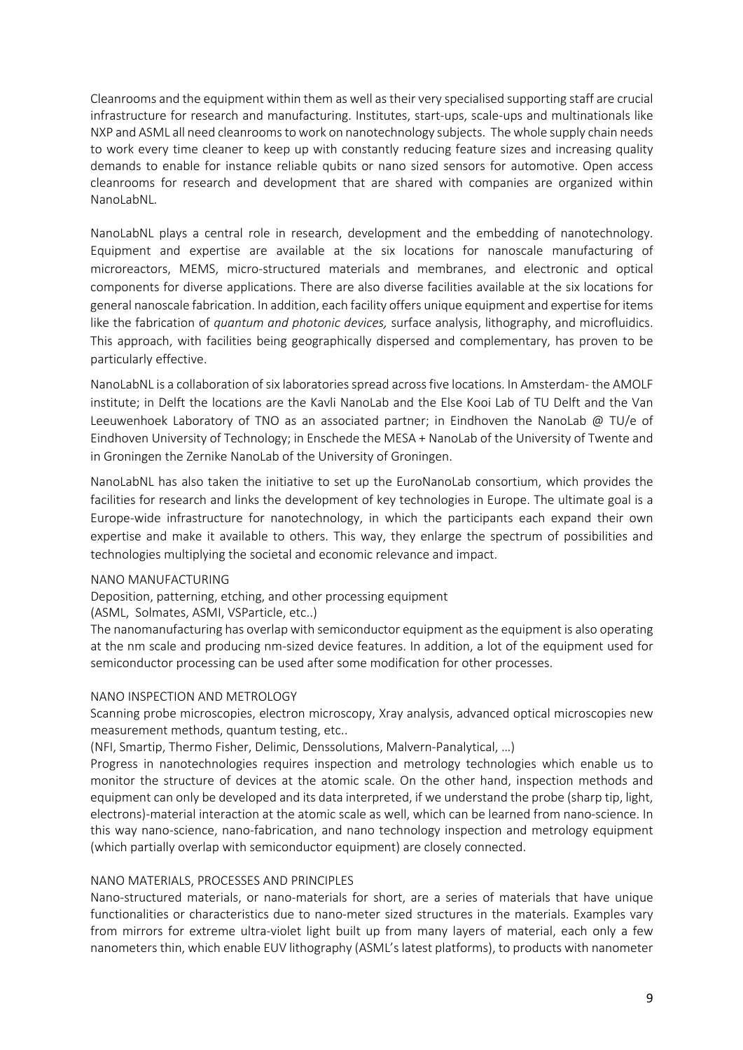Cleanrooms and the equipment within them as well as their very specialised supporting staff are crucial infrastructure for research and manufacturing. Institutes, start-ups, scale-ups and multinationals like NXP and ASML all need cleanrooms to work on nanotechnology subjects. The whole supply chain needs to work every time cleaner to keep up with constantly reducing feature sizes and increasing quality demands to enable for instance reliable qubits or nano sized sensors for automotive. Open access cleanrooms for research and development that are shared with companies are organized within NanoLabNL.

NanoLabNL plays a central role in research, development and the embedding of nanotechnology. Equipment and expertise are available at the six locations for nanoscale manufacturing of microreactors, MEMS, micro-structured materials and membranes, and electronic and optical components for diverse applications. There are also diverse facilities available at the six locations for general nanoscale fabrication. In addition, each facility offers unique equipment and expertise for items like the fabrication of *quantum and photonic devices,* surface analysis, lithography, and microfluidics. This approach, with facilities being geographically dispersed and complementary, has proven to be particularly effective.

NanoLabNL is a collaboration of six laboratories spread across five locations. In Amsterdam- the AMOLF institute; in Delft the locations are the Kavli NanoLab and the Else Kooi Lab of TU Delft and the Van Leeuwenhoek Laboratory of TNO as an associated partner; in Eindhoven the NanoLab @ TU/e of Eindhoven University of Technology; in Enschede the MESA + NanoLab of the University of Twente and in Groningen the Zernike NanoLab of the University of Groningen.

NanoLabNL has also taken the initiative to set up the EuroNanoLab consortium, which provides the facilities for research and links the development of key technologies in Europe. The ultimate goal is a Europe-wide infrastructure for nanotechnology, in which the participants each expand their own expertise and make it available to others. This way, they enlarge the spectrum of possibilities and technologies multiplying the societal and economic relevance and impact.

NANO MANUFACTURING

Deposition, patterning, etching, and other processing equipment

(ASML, Solmates, ASMI, VSParticle, etc..)

The nanomanufacturing has overlap with semiconductor equipment as the equipment is also operating at the nm scale and producing nm-sized device features. In addition, a lot of the equipment used for semiconductor processing can be used after some modification for other processes.

NANO INSPECTION AND METROLOGY

Scanning probe microscopies, electron microscopy, Xray analysis, advanced optical microscopies new measurement methods, quantum testing, etc..

(NFI, Smartip, Thermo Fisher, Delimic, Denssolutions, Malvern-Panalytical, …)

Progress in nanotechnologies requires inspection and metrology technologies which enable us to monitor the structure of devices at the atomic scale. On the other hand, inspection methods and equipment can only be developed and its data interpreted, if we understand the probe (sharp tip, light, electrons)-material interaction at the atomic scale as well, which can be learned from nano-science. In this way nano-science, nano-fabrication, and nano technology inspection and metrology equipment (which partially overlap with semiconductor equipment) are closely connected.

NANO MATERIALS, PROCESSES AND PRINCIPLES

Nano-structured materials, or nano-materials for short, are a series of materials that have unique functionalities or characteristics due to nano-meter sized structures in the materials. Examples vary from mirrors for extreme ultra-violet light built up from many layers of material, each only a few nanometers thin, which enable EUV lithography (ASML's latest platforms), to products with nanometer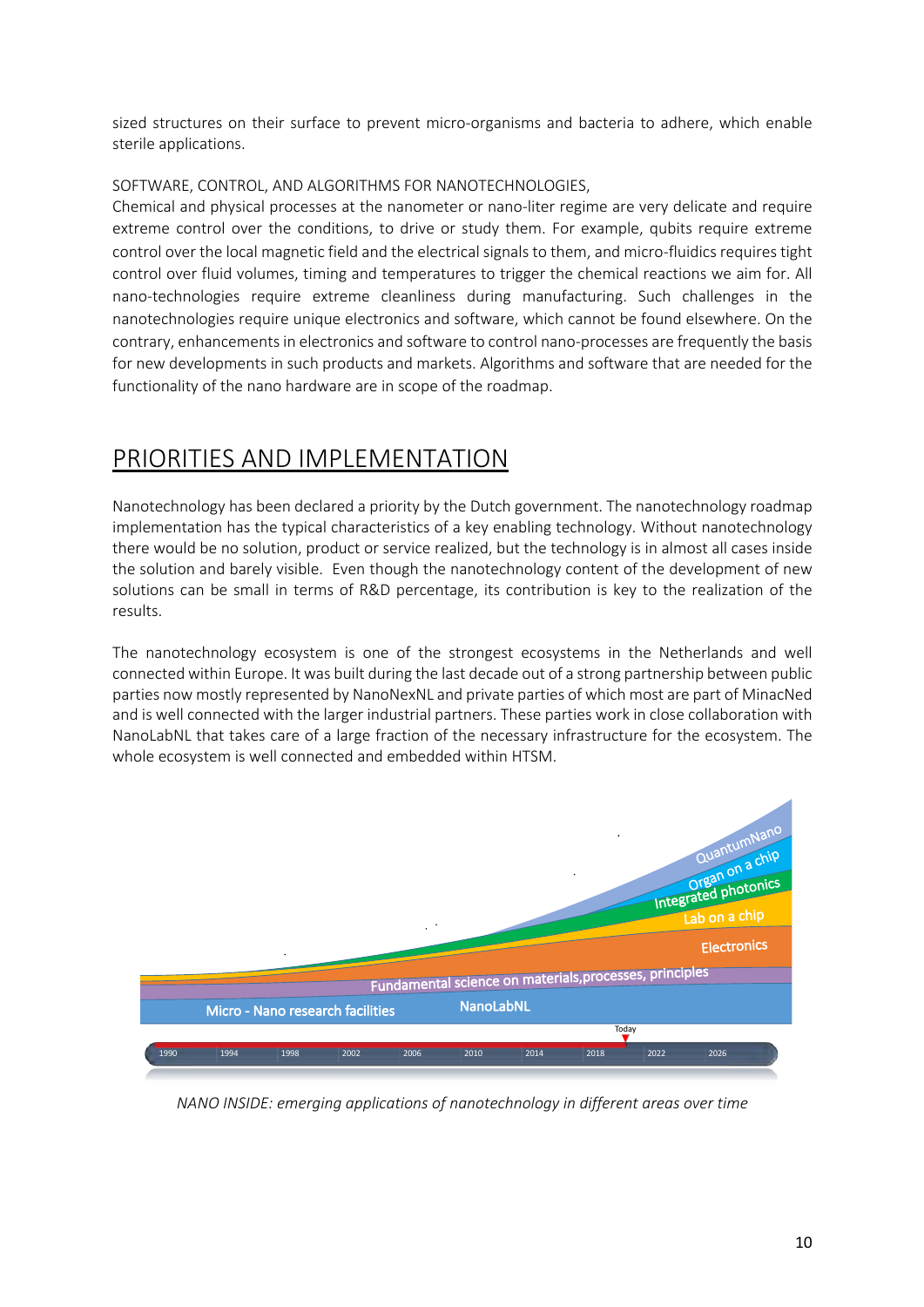sized structures on their surface to prevent micro-organisms and bacteria to adhere, which enable sterile applications.

SOFTWARE, CONTROL, AND ALGORITHMS FOR NANOTECHNOLOGIES,

Chemical and physical processes at the nanometer or nano-liter regime are very delicate and require extreme control over the conditions, to drive or study them. For example, qubits require extreme control over the local magnetic field and the electrical signals to them, and micro-fluidics requires tight control over fluid volumes, timing and temperatures to trigger the chemical reactions we aim for. All nano-technologies require extreme cleanliness during manufacturing. Such challenges in the nanotechnologies require unique electronics and software, which cannot be found elsewhere. On the contrary, enhancements in electronics and software to control nano-processes are frequently the basis for new developments in such products and markets. Algorithms and software that are needed for the functionality of the nano hardware are in scope of the roadmap.

# PRIORITIES AND IMPLEMENTATION

Nanotechnology has been declared a priority by the Dutch government. The nanotechnology roadmap implementation has the typical characteristics of a key enabling technology. Without nanotechnology there would be no solution, product or service realized, but the technology is in almost all cases inside the solution and barely visible. Even though the nanotechnology content of the development of new solutions can be small in terms of R&D percentage, its contribution is key to the realization of the results.

The nanotechnology ecosystem is one of the strongest ecosystems in the Netherlands and well connected within Europe. It was built during the last decade out of a strong partnership between public parties now mostly represented by NanoNexNL and private parties of which most are part of MinacNed and is well connected with the larger industrial partners. These parties work in close collaboration with NanoLabNL that takes care of a large fraction of the necessary infrastructure for the ecosystem. The whole ecosystem is well connected and embedded within HTSM.

*NANO INSIDE: emerging applications of nanotechnology in different areas over time*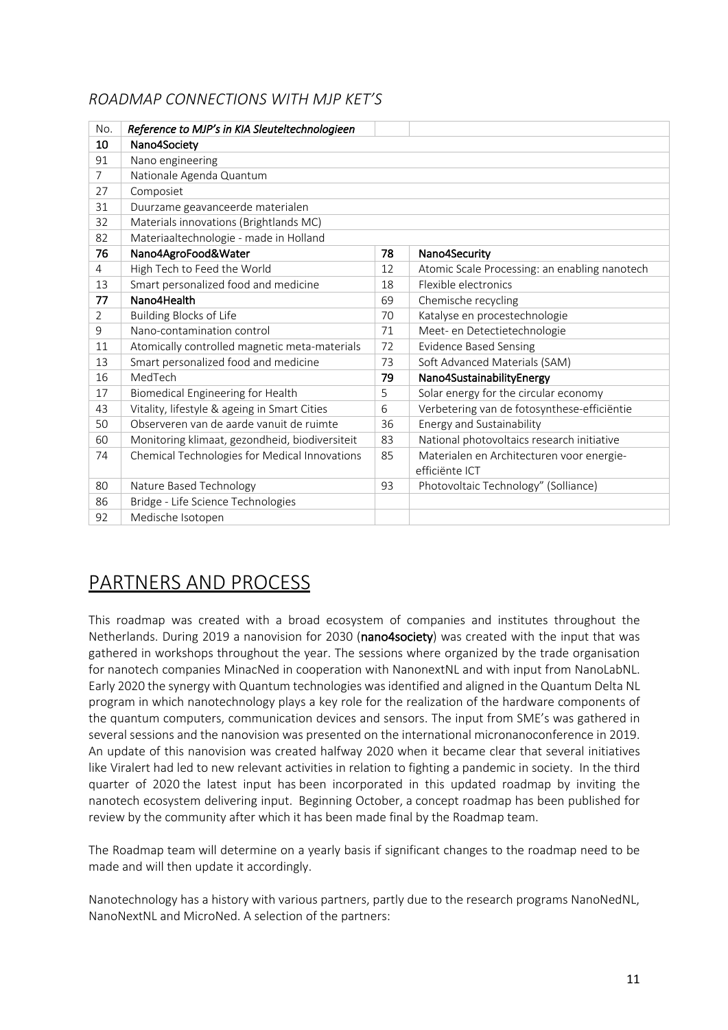### *ROADMAP CONNECTIONS WITH MJP KET'S*

| No. | *Reference to MJP's in KIA Sleuteltechnologieen* | | |
|---|---|---|---|
| **10** | **Nano4Society** | | |
| 91 | Nano engineering | | |
| 7 | Nationale Agenda Quantum | | |
| 27 | Composiet | | |
| 31 | Duurzame geavanceerde materialen | | |
| 32 | Materials innovations (Brightlands MC) | | |
| 82 | Materiaaltechnologie - made in Holland | | |
| **76** | **Nano4AgroFood&Water** | **78** | **Nano4Security** |
| 4 | High Tech to Feed the World | 12 | Atomic Scale Processing: an enabling nanotech |
| 13 | Smart personalized food and medicine | 18 | Flexible electronics |
| **77** | **Nano4Health** | 69 | Chemische recycling |
| 2 | Building Blocks of Life | 70 | Katalyse en procestechnologie |
| 9 | Nano-contamination control | 71 | Meet- en Detectietechnologie |
| 11 | Atomically controlled magnetic meta-materials | 72 | Evidence Based Sensing |
| 13 | Smart personalized food and medicine | 73 | Soft Advanced Materials (SAM) |
| 16 | MedTech | **79** | **Nano4SustainabilityEnergy** |
| 17 | Biomedical Engineering for Health | 5 | Solar energy for the circular economy |
| 43 | Vitality, lifestyle & ageing in Smart Cities | 6 | Verbetering van de fotosynthese-efficiëntie |
| 50 | Observeren van de aarde vanuit de ruimte | 36 | Energy and Sustainability |
| 60 | Monitoring klimaat, gezondheid, biodiversiteit | 83 | National photovoltaics research initiative |
| 74 | Chemical Technologies for Medical Innovations | 85 | Materialen en Architecturen voor energie-efficiënte ICT |
| 80 | Nature Based Technology | 93 | Photovoltaic Technology" (Solliance) |
| 86 | Bridge - Life Science Technologies | | |
| 92 | Medische Isotopen | | |

## PARTNERS AND PROCESS

This roadmap was created with a broad ecosystem of companies and institutes throughout the Netherlands. During 2019 a nanovision for 2030 (**nano4society**) was created with the input that was gathered in workshops throughout the year. The sessions where organized by the trade organisation for nanotech companies MinacNed in cooperation with NanonextNL and with input from NanoLabNL. Early 2020 the synergy with Quantum technologies was identified and aligned in the Quantum Delta NL program in which nanotechnology plays a key role for the realization of the hardware components of the quantum computers, communication devices and sensors. The input from SME's was gathered in several sessions and the nanovision was presented on the international micronanoconference in 2019. An update of this nanovision was created halfway 2020 when it became clear that several initiatives like Viralert had led to new relevant activities in relation to fighting a pandemic in society. In the third quarter of 2020 the latest input has been incorporated in this updated roadmap by inviting the nanotech ecosystem delivering input. Beginning October, a concept roadmap has been published for review by the community after which it has been made final by the Roadmap team.

The Roadmap team will determine on a yearly basis if significant changes to the roadmap need to be made and will then update it accordingly.

Nanotechnology has a history with various partners, partly due to the research programs NanoNedNL, NanoNextNL and MicroNed. A selection of the partners: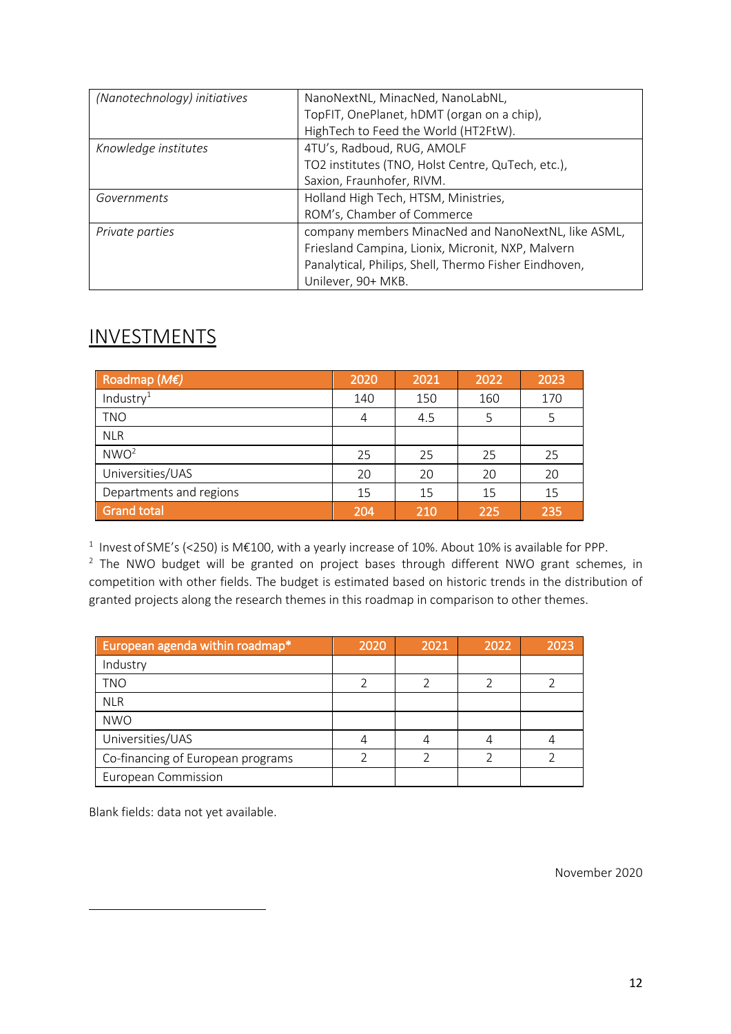| | |
|---|---|
| *(Nanotechnology) initiatives* | NanoNextNL, MinacNed, NanoLabNL, TopFIT, OnePlanet, hDMT (organ on a chip), HighTech to Feed the World (HT2FtW). |
| *Knowledge institutes* | 4TU's, Radboud, RUG, AMOLF TO2 institutes (TNO, Holst Centre, QuTech, etc.), Saxion, Fraunhofer, RIVM. |
| *Governments* | Holland High Tech, HTSM, Ministries, ROM's, Chamber of Commerce |
| *Private parties* | company members MinacNed and NanoNextNL, like ASML, Friesland Campina, Lionix, Micronit, NXP, Malvern Panalytical, Philips, Shell, Thermo Fisher Eindhoven, Unilever, 90+ MKB. |

## INVESTMENTS

| Roadmap (*M€*) | 2020 | 2021 | 2022 | 2023 |
|---|---|---|---|---|
| Industry[1] | 140 | 150 | 160 | 170 |
| TNO | 4 | 4.5 | 5 | 5 |
| NLR | | | | |
| NWO[2] | 25 | 25 | 25 | 25 |
| Universities/UAS | 20 | 20 | 20 | 20 |
| Departments and regions | 15 | 15 | 15 | 15 |
| Grand total | 204 | 210 | 225 | 235 |

[1] Invest of SME's (<250) is M€100, with a yearly increase of 10%. About 10% is available for PPP.
[2] The NWO budget will be granted on project bases through different NWO grant schemes, in competition with other fields. The budget is estimated based on historic trends in the distribution of granted projects along the research themes in this roadmap in comparison to other themes.

| European agenda within roadmap* | 2020 | 2021 | 2022 | 2023 |
|---|---|---|---|---|
| Industry | | | | |
| TNO | 2 | 2 | 2 | 2 |
| NLR | | | | |
| NWO | | | | |
| Universities/UAS | 4 | 4 | 4 | 4 |
| Co-financing of European programs | 2 | 2 | 2 | 2 |
| European Commission | | | | |

Blank fields: data not yet available.

November 2020